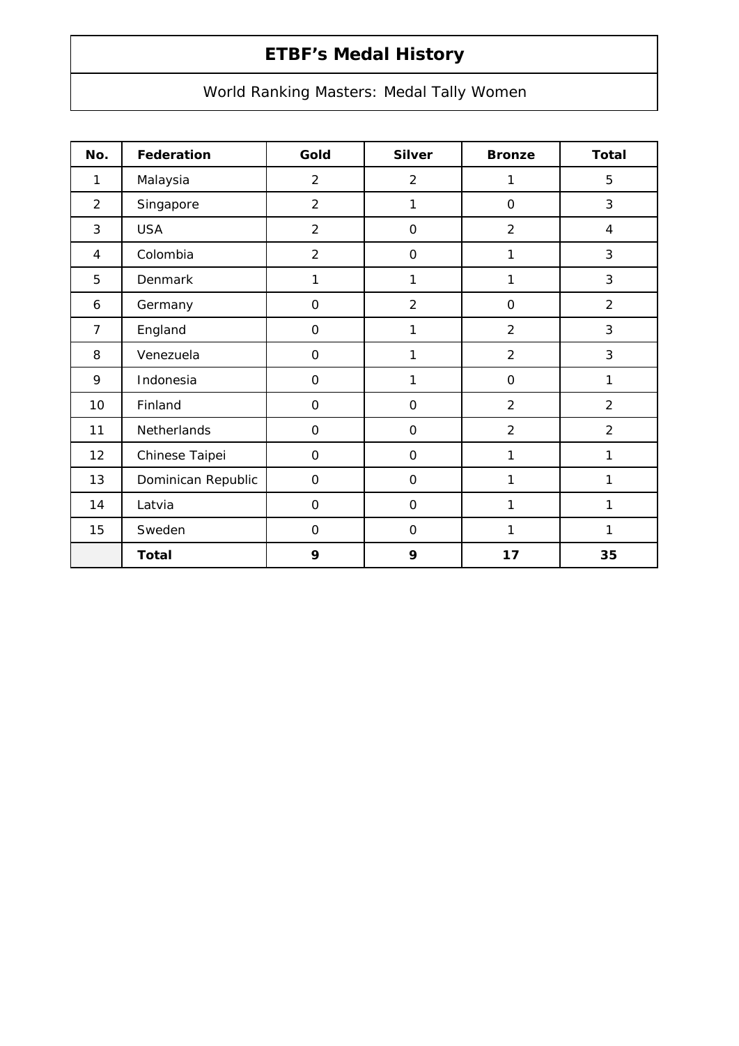# ETBF's Medal History

## World Ranking Masters: Medal Tally Women

| No. | Federation | Gold | Silver | Bronze | Total |
|---|---|---|---|---|---|
| 1 | Malaysia | 2 | 2 | 1 | 5 |
| 2 | Singapore | 2 | 1 | 0 | 3 |
| 3 | USA | 2 | 0 | 2 | 4 |
| 4 | Colombia | 2 | 0 | 1 | 3 |
| 5 | Denmark | 1 | 1 | 1 | 3 |
| 6 | Germany | 0 | 2 | 0 | 2 |
| 7 | England | 0 | 1 | 2 | 3 |
| 8 | Venezuela | 0 | 1 | 2 | 3 |
| 9 | Indonesia | 0 | 1 | 0 | 1 |
| 10 | Finland | 0 | 0 | 2 | 2 |
| 11 | Netherlands | 0 | 0 | 2 | 2 |
| 12 | Chinese Taipei | 0 | 0 | 1 | 1 |
| 13 | Dominican Republic | 0 | 0 | 1 | 1 |
| 14 | Latvia | 0 | 0 | 1 | 1 |
| 15 | Sweden | 0 | 0 | 1 | 1 |
| | **Total** | **9** | **9** | **17** | **35** |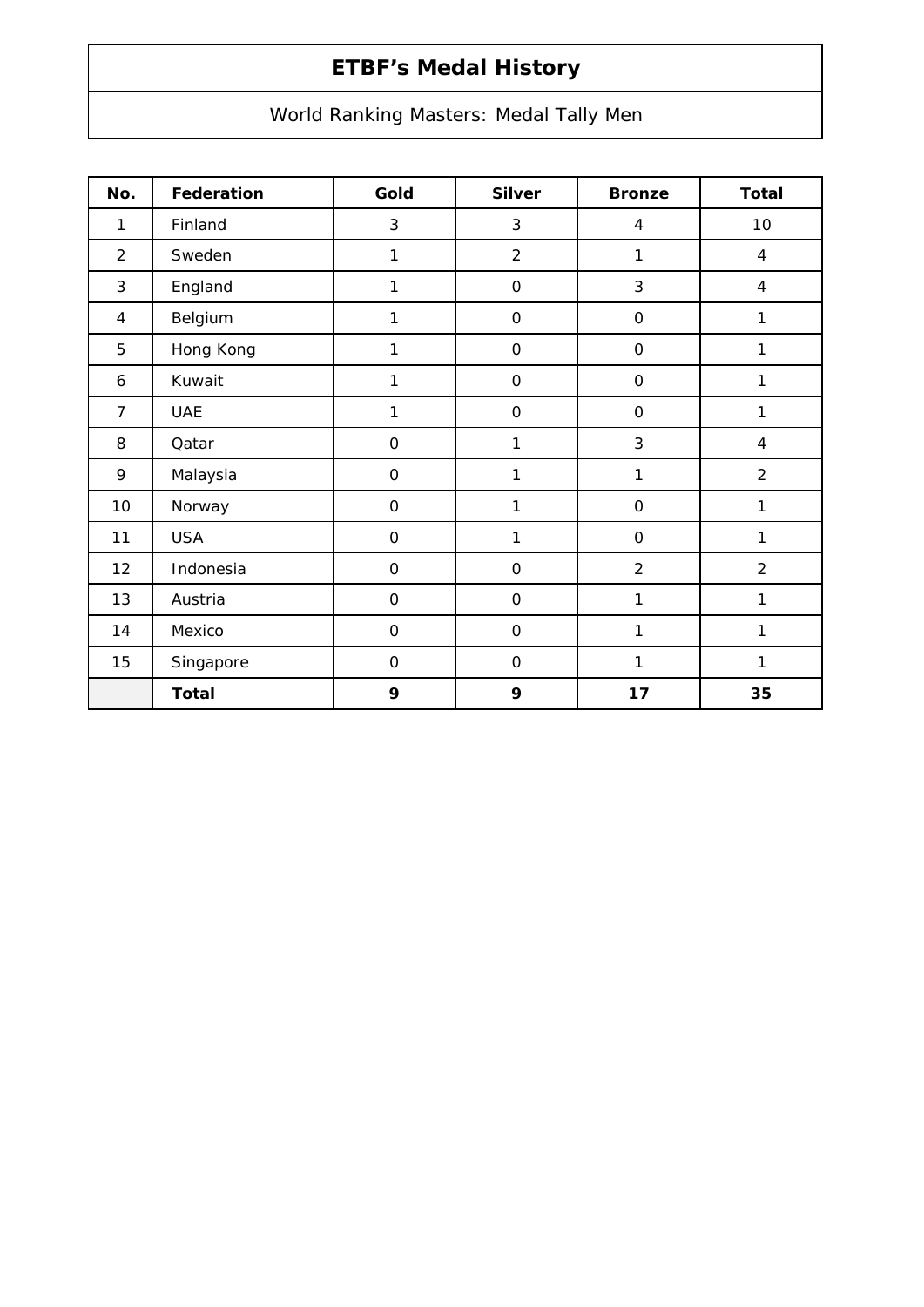# ETBF's Medal History

World Ranking Masters: Medal Tally Men

| No. | Federation | Gold | Silver | Bronze | Total |
|---|---|---|---|---|---|
| 1 | Finland | 3 | 3 | 4 | 10 |
| 2 | Sweden | 1 | 2 | 1 | 4 |
| 3 | England | 1 | 0 | 3 | 4 |
| 4 | Belgium | 1 | 0 | 0 | 1 |
| 5 | Hong Kong | 1 | 0 | 0 | 1 |
| 6 | Kuwait | 1 | 0 | 0 | 1 |
| 7 | UAE | 1 | 0 | 0 | 1 |
| 8 | Qatar | 0 | 1 | 3 | 4 |
| 9 | Malaysia | 0 | 1 | 1 | 2 |
| 10 | Norway | 0 | 1 | 0 | 1 |
| 11 | USA | 0 | 1 | 0 | 1 |
| 12 | Indonesia | 0 | 0 | 2 | 2 |
| 13 | Austria | 0 | 0 | 1 | 1 |
| 14 | Mexico | 0 | 0 | 1 | 1 |
| 15 | Singapore | 0 | 0 | 1 | 1 |
| | **Total** | **9** | **9** | **17** | **35** |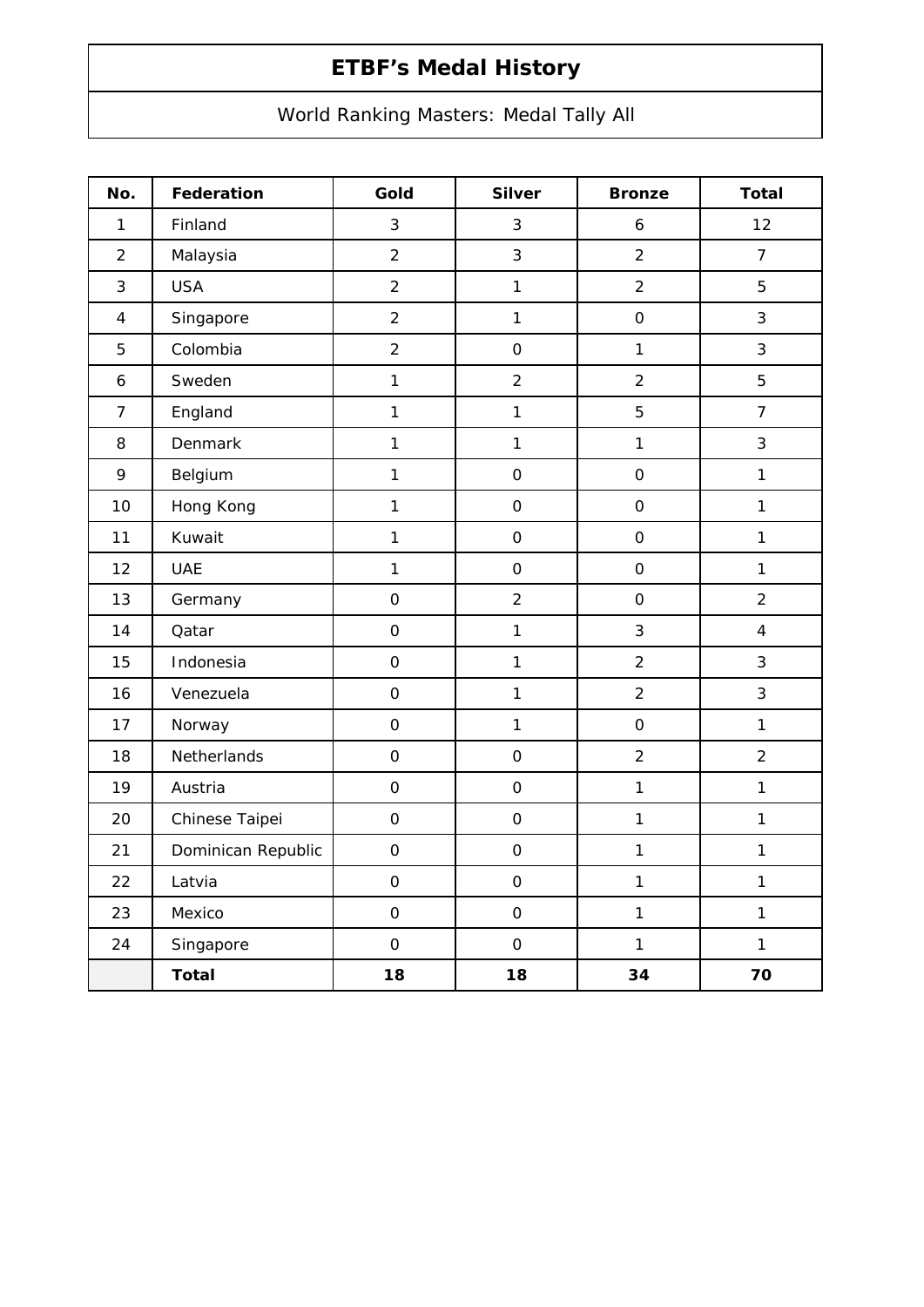# ETBF's Medal History

World Ranking Masters: Medal Tally All

| No. | Federation | Gold | Silver | Bronze | Total |
|---|---|---|---|---|---|
| 1 | Finland | 3 | 3 | 6 | 12 |
| 2 | Malaysia | 2 | 3 | 2 | 7 |
| 3 | USA | 2 | 1 | 2 | 5 |
| 4 | Singapore | 2 | 1 | 0 | 3 |
| 5 | Colombia | 2 | 0 | 1 | 3 |
| 6 | Sweden | 1 | 2 | 2 | 5 |
| 7 | England | 1 | 1 | 5 | 7 |
| 8 | Denmark | 1 | 1 | 1 | 3 |
| 9 | Belgium | 1 | 0 | 0 | 1 |
| 10 | Hong Kong | 1 | 0 | 0 | 1 |
| 11 | Kuwait | 1 | 0 | 0 | 1 |
| 12 | UAE | 1 | 0 | 0 | 1 |
| 13 | Germany | 0 | 2 | 0 | 2 |
| 14 | Qatar | 0 | 1 | 3 | 4 |
| 15 | Indonesia | 0 | 1 | 2 | 3 |
| 16 | Venezuela | 0 | 1 | 2 | 3 |
| 17 | Norway | 0 | 1 | 0 | 1 |
| 18 | Netherlands | 0 | 0 | 2 | 2 |
| 19 | Austria | 0 | 0 | 1 | 1 |
| 20 | Chinese Taipei | 0 | 0 | 1 | 1 |
| 21 | Dominican Republic | 0 | 0 | 1 | 1 |
| 22 | Latvia | 0 | 0 | 1 | 1 |
| 23 | Mexico | 0 | 0 | 1 | 1 |
| 24 | Singapore | 0 | 0 | 1 | 1 |
| | **Total** | **18** | **18** | **34** | **70** |